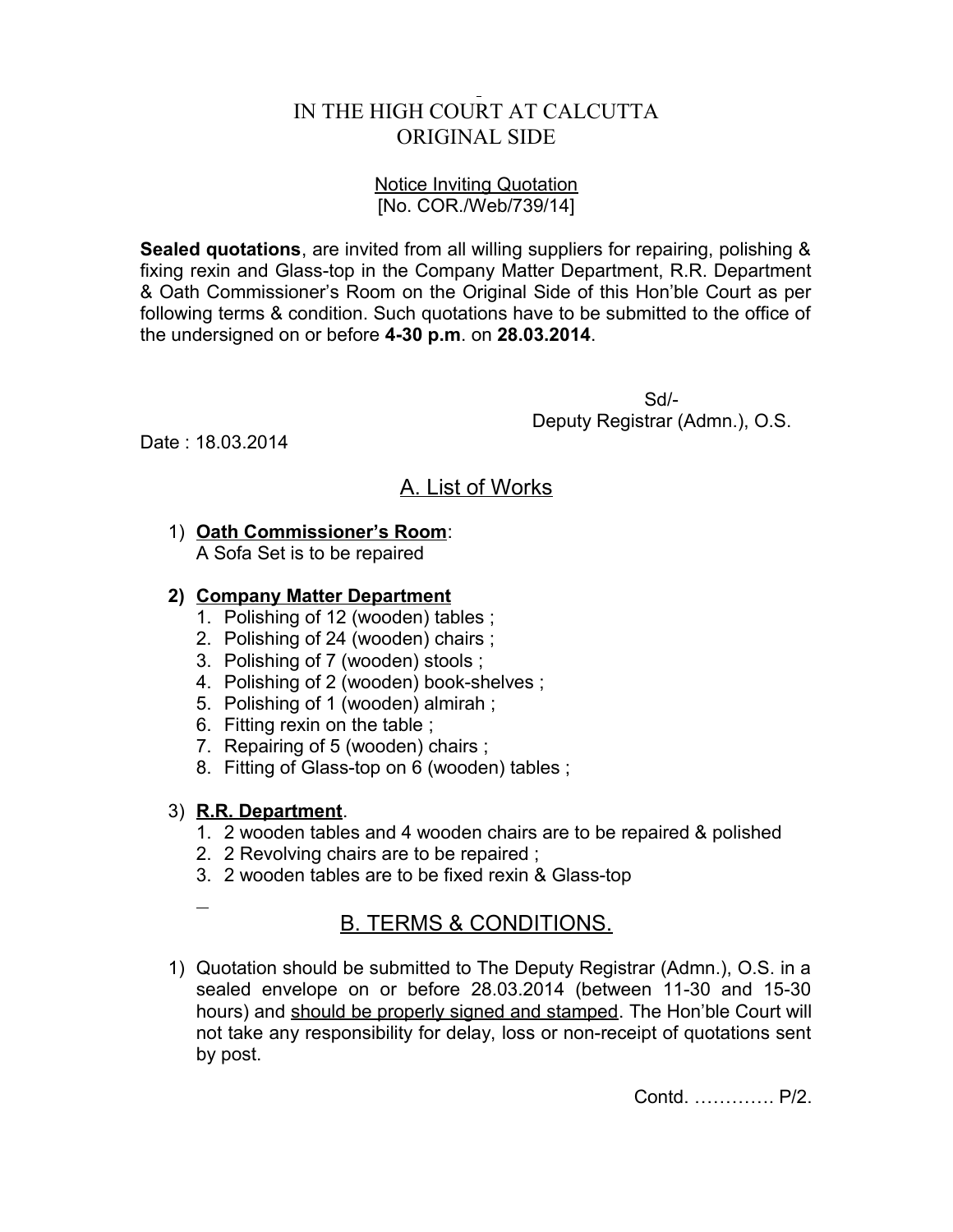# IN THE HIGH COURT AT CALCUTTA
# ORIGINAL SIDE

<u>Notice Inviting Quotation</u>
[No. COR./Web/739/14]

**Sealed quotations**, are invited from all willing suppliers for repairing, polishing & fixing rexin and Glass-top in the Company Matter Department, R.R. Department & Oath Commissioner's Room on the Original Side of this Hon'ble Court as per following terms & condition. Such quotations have to be submitted to the office of the undersigned on or before **4-30 p.m**. on **28.03.2014**.

Sd/-
Deputy Registrar (Admn.), O.S.

Date : 18.03.2014

## A. List of Works

1) **Oath Commissioner's Room**:
   A Sofa Set is to be repaired

2) **Company Matter Department**
   1. Polishing of 12 (wooden) tables ;
   2. Polishing of 24 (wooden) chairs ;
   3. Polishing of 7 (wooden) stools ;
   4. Polishing of 2 (wooden) book-shelves ;
   5. Polishing of 1 (wooden) almirah ;
   6. Fitting rexin on the table ;
   7. Repairing of 5 (wooden) chairs ;
   8. Fitting of Glass-top on 6 (wooden) tables ;

3) **R.R. Department**.
   1. 2 wooden tables and 4 wooden chairs are to be repaired & polished
   2. 2 Revolving chairs are to be repaired ;
   3. 2 wooden tables are to be fixed rexin & Glass-top

## B. TERMS & CONDITIONS.

1) Quotation should be submitted to The Deputy Registrar (Admn.), O.S. in a sealed envelope on or before 28.03.2014 (between 11-30 and 15-30 hours) and <u>should be properly signed and stamped</u>. The Hon'ble Court will not take any responsibility for delay, loss or non-receipt of quotations sent by post.

Contd. …………. P/2.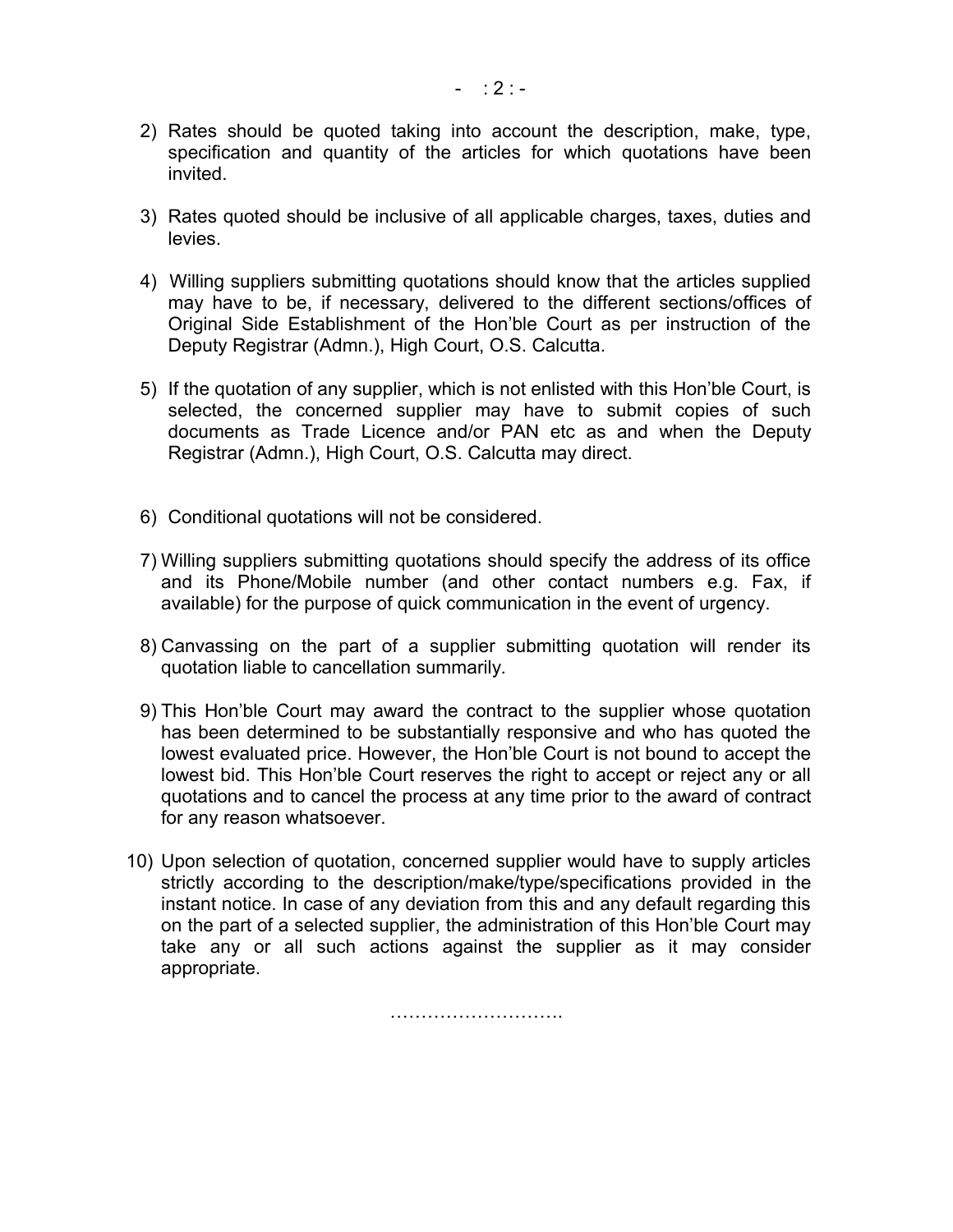2) Rates should be quoted taking into account the description, make, type, specification and quantity of the articles for which quotations have been invited.

3) Rates quoted should be inclusive of all applicable charges, taxes, duties and levies.

4) Willing suppliers submitting quotations should know that the articles supplied may have to be, if necessary, delivered to the different sections/offices of Original Side Establishment of the Hon'ble Court as per instruction of the Deputy Registrar (Admn.), High Court, O.S. Calcutta.

5) If the quotation of any supplier, which is not enlisted with this Hon'ble Court, is selected, the concerned supplier may have to submit copies of such documents as Trade Licence and/or PAN etc as and when the Deputy Registrar (Admn.), High Court, O.S. Calcutta may direct.

6) Conditional quotations will not be considered.

7) Willing suppliers submitting quotations should specify the address of its office and its Phone/Mobile number (and other contact numbers e.g. Fax, if available) for the purpose of quick communication in the event of urgency.

8) Canvassing on the part of a supplier submitting quotation will render its quotation liable to cancellation summarily.

9) This Hon'ble Court may award the contract to the supplier whose quotation has been determined to be substantially responsive and who has quoted the lowest evaluated price. However, the Hon'ble Court is not bound to accept the lowest bid. This Hon'ble Court reserves the right to accept or reject any or all quotations and to cancel the process at any time prior to the award of contract for any reason whatsoever.

10) Upon selection of quotation, concerned supplier would have to supply articles strictly according to the description/make/type/specifications provided in the instant notice. In case of any deviation from this and any default regarding this on the part of a selected supplier, the administration of this Hon'ble Court may take any or all such actions against the supplier as it may consider appropriate.

……………………….